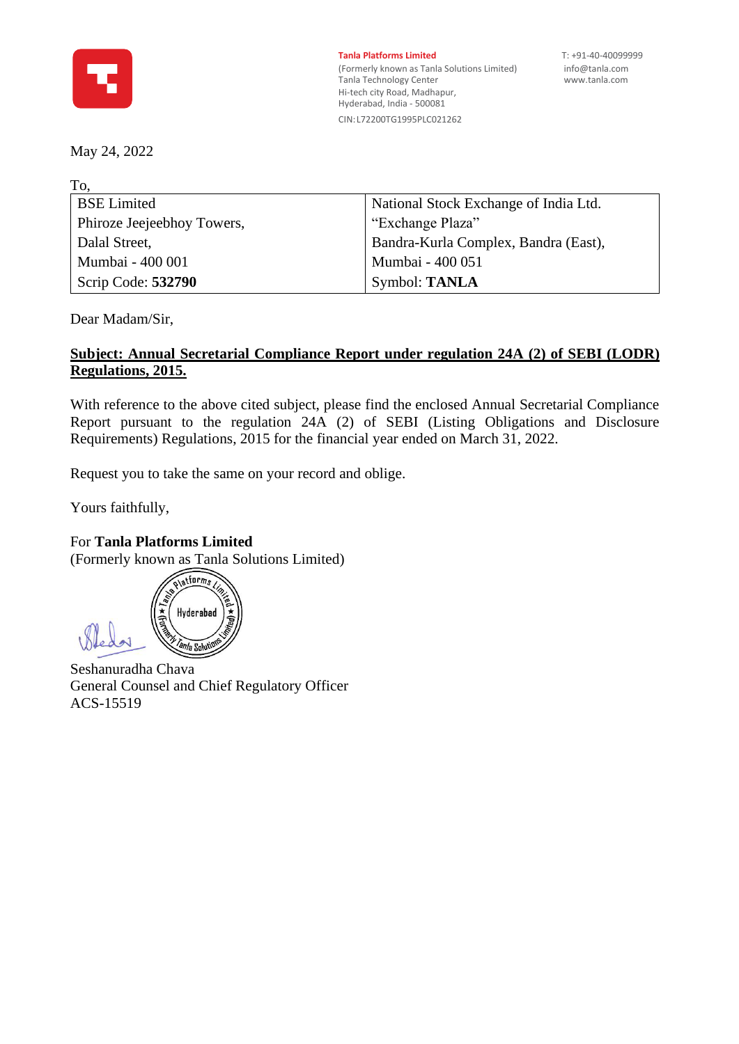**Tanla Platforms Limited**
(Formerly known as Tanla Solutions Limited)
Tanla Technology Center
Hi-tech city Road, Madhapur,
Hyderabad, India - 500081
CIN: L72200TG1995PLC021262

T: +91-40-40099999
info@tanla.com
www.tanla.com

May 24, 2022

To,

| BSE Limited | National Stock Exchange of India Ltd. |
|---|---|
| Phiroze Jeejeebhoy Towers, | "Exchange Plaza" |
| Dalal Street, | Bandra-Kurla Complex, Bandra (East), |
| Mumbai - 400 001 | Mumbai - 400 051 |
| Scrip Code: **532790** | Symbol: **TANLA** |

Dear Madam/Sir,

**Subject: Annual Secretarial Compliance Report under regulation 24A (2) of SEBI (LODR) Regulations, 2015.**

With reference to the above cited subject, please find the enclosed Annual Secretarial Compliance Report pursuant to the regulation 24A (2) of SEBI (Listing Obligations and Disclosure Requirements) Regulations, 2015 for the financial year ended on March 31, 2022.

Request you to take the same on your record and oblige.

Yours faithfully,

For **Tanla Platforms Limited**
(Formerly known as Tanla Solutions Limited)

Seshanuradha Chava
General Counsel and Chief Regulatory Officer
ACS-15519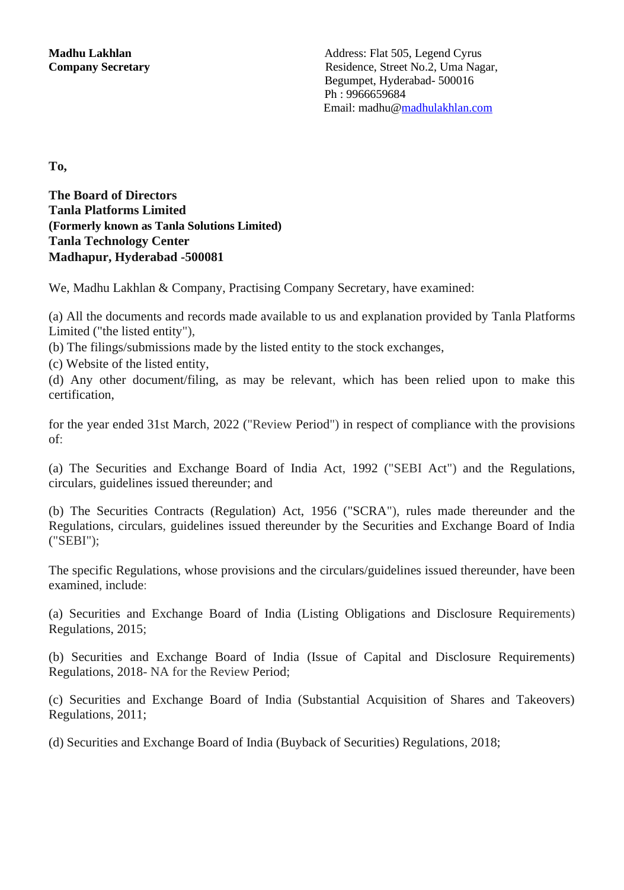**Madhu Lakhlan**
**Company Secretary**

Address: Flat 505, Legend Cyrus Residence, Street No.2, Uma Nagar, Begumpet, Hyderabad- 500016
Ph : 9966659684
Email: madhu@madhulakhlan.com

**To,**

**The Board of Directors**
**Tanla Platforms Limited**
**(Formerly known as Tanla Solutions Limited)**
**Tanla Technology Center**
**Madhapur, Hyderabad -500081**

We, Madhu Lakhlan & Company, Practising Company Secretary, have examined:

(a) All the documents and records made available to us and explanation provided by Tanla Platforms Limited ("the listed entity"),
(b) The filings/submissions made by the listed entity to the stock exchanges,
(c) Website of the listed entity,
(d) Any other document/filing, as may be relevant, which has been relied upon to make this certification,

for the year ended 31st March, 2022 ("Review Period") in respect of compliance with the provisions of:

(a) The Securities and Exchange Board of India Act, 1992 ("SEBI Act") and the Regulations, circulars, guidelines issued thereunder; and

(b) The Securities Contracts (Regulation) Act, 1956 ("SCRA"), rules made thereunder and the Regulations, circulars, guidelines issued thereunder by the Securities and Exchange Board of India ("SEBI");

The specific Regulations, whose provisions and the circulars/guidelines issued thereunder, have been examined, include:

(a) Securities and Exchange Board of India (Listing Obligations and Disclosure Requirements) Regulations, 2015;

(b) Securities and Exchange Board of India (Issue of Capital and Disclosure Requirements) Regulations, 2018- NA for the Review Period;

(c) Securities and Exchange Board of India (Substantial Acquisition of Shares and Takeovers) Regulations, 2011;

(d) Securities and Exchange Board of India (Buyback of Securities) Regulations, 2018;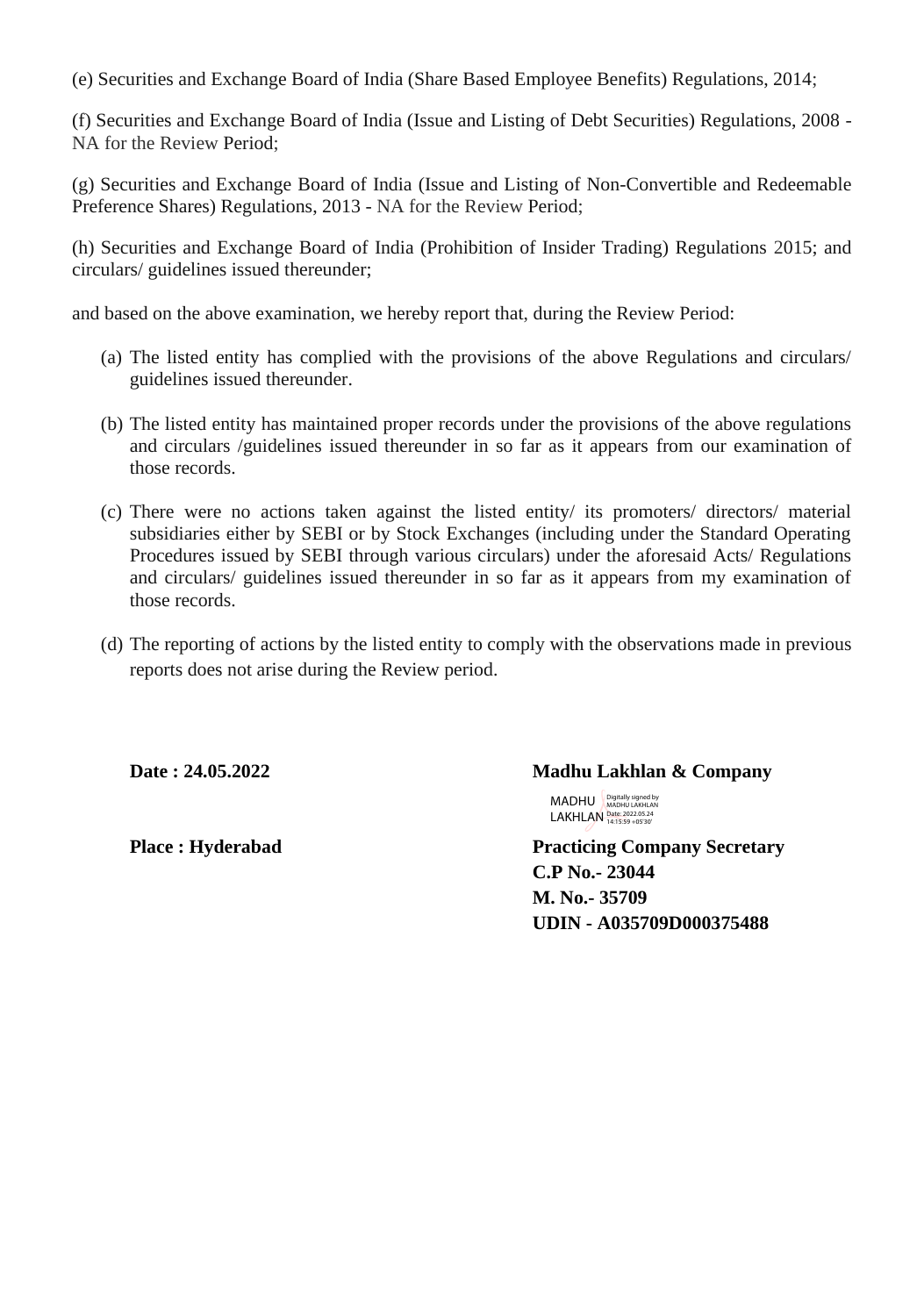(e) Securities and Exchange Board of India (Share Based Employee Benefits) Regulations, 2014;

(f) Securities and Exchange Board of India (Issue and Listing of Debt Securities) Regulations, 2008 - NA for the Review Period;

(g) Securities and Exchange Board of India (Issue and Listing of Non-Convertible and Redeemable Preference Shares) Regulations, 2013 - NA for the Review Period;

(h) Securities and Exchange Board of India (Prohibition of Insider Trading) Regulations 2015; and circulars/ guidelines issued thereunder;

and based on the above examination, we hereby report that, during the Review Period:

(a) The listed entity has complied with the provisions of the above Regulations and circulars/ guidelines issued thereunder.

(b) The listed entity has maintained proper records under the provisions of the above regulations and circulars /guidelines issued thereunder in so far as it appears from our examination of those records.

(c) There were no actions taken against the listed entity/ its promoters/ directors/ material subsidiaries either by SEBI or by Stock Exchanges (including under the Standard Operating Procedures issued by SEBI through various circulars) under the aforesaid Acts/ Regulations and circulars/ guidelines issued thereunder in so far as it appears from my examination of those records.

(d) The reporting of actions by the listed entity to comply with the observations made in previous reports does not arise during the Review period.

**Date : 24.05.2022**

**Place : Hyderabad**

**Madhu Lakhlan & Company**

MADHU LAKHLAN Digitally signed by MADHU LAKHLAN Date: 2022.05.24 14:15:59 +05'30'

**Practicing Company Secretary**
**C.P No.- 23044**
**M. No.- 35709**
**UDIN - A035709D000375488**